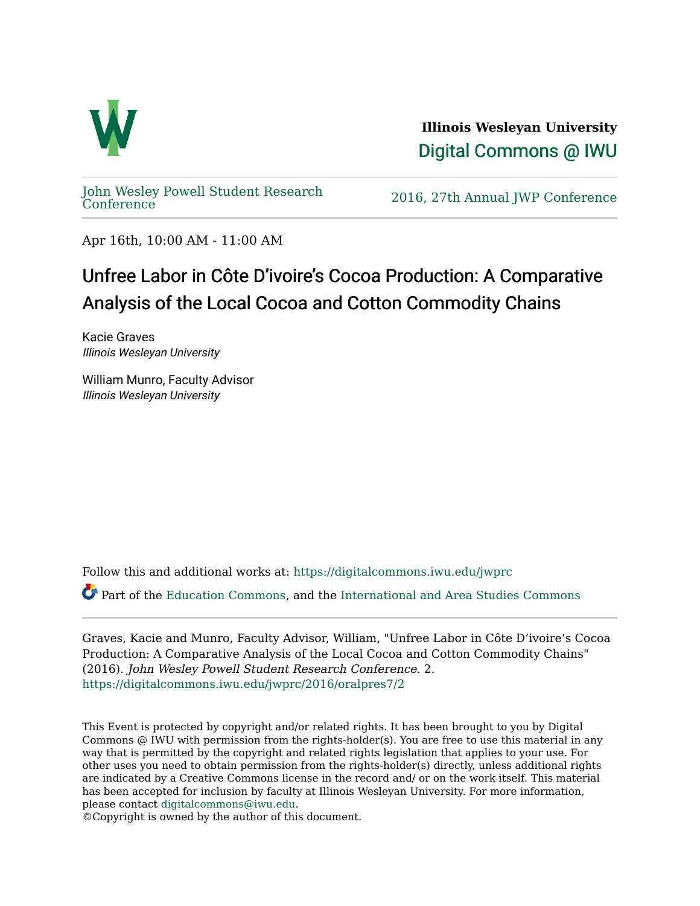**Illinois Wesleyan University**

Digital Commons @ IWU

John Wesley Powell Student Research Conference

2016, 27th Annual JWP Conference

Apr 16th, 10:00 AM - 11:00 AM

# Unfree Labor in Côte D’ivoire’s Cocoa Production: A Comparative Analysis of the Local Cocoa and Cotton Commodity Chains

Kacie Graves
*Illinois Wesleyan University*

William Munro, Faculty Advisor
*Illinois Wesleyan University*

Follow this and additional works at: https://digitalcommons.iwu.edu/jwprc

Part of the Education Commons, and the International and Area Studies Commons

Graves, Kacie and Munro, Faculty Advisor, William, "Unfree Labor in Côte D’ivoire’s Cocoa Production: A Comparative Analysis of the Local Cocoa and Cotton Commodity Chains" (2016). *John Wesley Powell Student Research Conference*. 2.
https://digitalcommons.iwu.edu/jwprc/2016/oralpres7/2

This Event is protected by copyright and/or related rights. It has been brought to you by Digital Commons @ IWU with permission from the rights-holder(s). You are free to use this material in any way that is permitted by the copyright and related rights legislation that applies to your use. For other uses you need to obtain permission from the rights-holder(s) directly, unless additional rights are indicated by a Creative Commons license in the record and/ or on the work itself. This material has been accepted for inclusion by faculty at Illinois Wesleyan University. For more information, please contact digitalcommons@iwu.edu.
©Copyright is owned by the author of this document.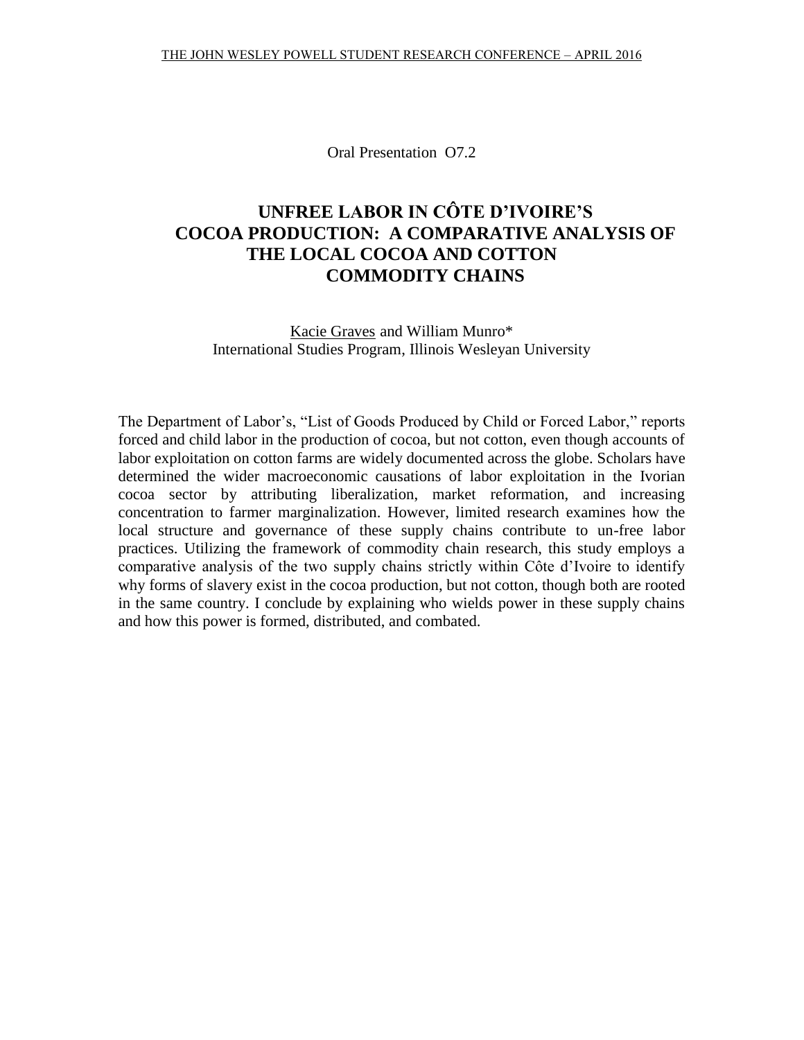Oral Presentation O7.2

# UNFREE LABOR IN CÔTE D'IVOIRE'S COCOA PRODUCTION: A COMPARATIVE ANALYSIS OF THE LOCAL COCOA AND COTTON COMMODITY CHAINS

Kacie Graves and William Munro*
International Studies Program, Illinois Wesleyan University

The Department of Labor's, "List of Goods Produced by Child or Forced Labor," reports forced and child labor in the production of cocoa, but not cotton, even though accounts of labor exploitation on cotton farms are widely documented across the globe. Scholars have determined the wider macroeconomic causations of labor exploitation in the Ivorian cocoa sector by attributing liberalization, market reformation, and increasing concentration to farmer marginalization. However, limited research examines how the local structure and governance of these supply chains contribute to un-free labor practices. Utilizing the framework of commodity chain research, this study employs a comparative analysis of the two supply chains strictly within Côte d'Ivoire to identify why forms of slavery exist in the cocoa production, but not cotton, though both are rooted in the same country. I conclude by explaining who wields power in these supply chains and how this power is formed, distributed, and combated.